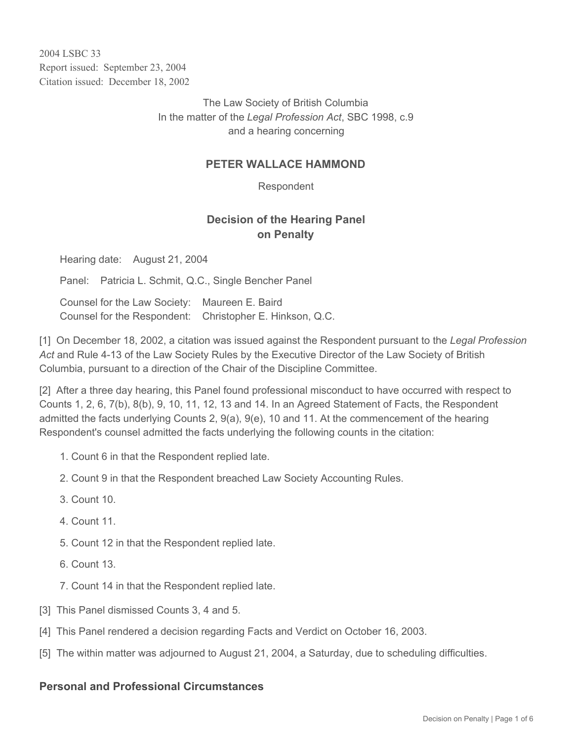2004 LSBC 33
Report issued: September 23, 2004
Citation issued: December 18, 2002

The Law Society of British Columbia
In the matter of the *Legal Profession Act*, SBC 1998, c.9
and a hearing concerning

## PETER WALLACE HAMMOND

Respondent

## Decision of the Hearing Panel on Penalty

Hearing date: August 21, 2004

Panel: Patricia L. Schmit, Q.C., Single Bencher Panel

Counsel for the Law Society: Maureen E. Baird
Counsel for the Respondent: Christopher E. Hinkson, Q.C.

[1] On December 18, 2002, a citation was issued against the Respondent pursuant to the *Legal Profession Act* and Rule 4-13 of the Law Society Rules by the Executive Director of the Law Society of British Columbia, pursuant to a direction of the Chair of the Discipline Committee.

[2] After a three day hearing, this Panel found professional misconduct to have occurred with respect to Counts 1, 2, 6, 7(b), 8(b), 9, 10, 11, 12, 13 and 14. In an Agreed Statement of Facts, the Respondent admitted the facts underlying Counts 2, 9(a), 9(e), 10 and 11. At the commencement of the hearing Respondent's counsel admitted the facts underlying the following counts in the citation:

1. Count 6 in that the Respondent replied late.
2. Count 9 in that the Respondent breached Law Society Accounting Rules.
3. Count 10.
4. Count 11.
5. Count 12 in that the Respondent replied late.
6. Count 13.
7. Count 14 in that the Respondent replied late.

[3] This Panel dismissed Counts 3, 4 and 5.

[4] This Panel rendered a decision regarding Facts and Verdict on October 16, 2003.

[5] The within matter was adjourned to August 21, 2004, a Saturday, due to scheduling difficulties.

## Personal and Professional Circumstances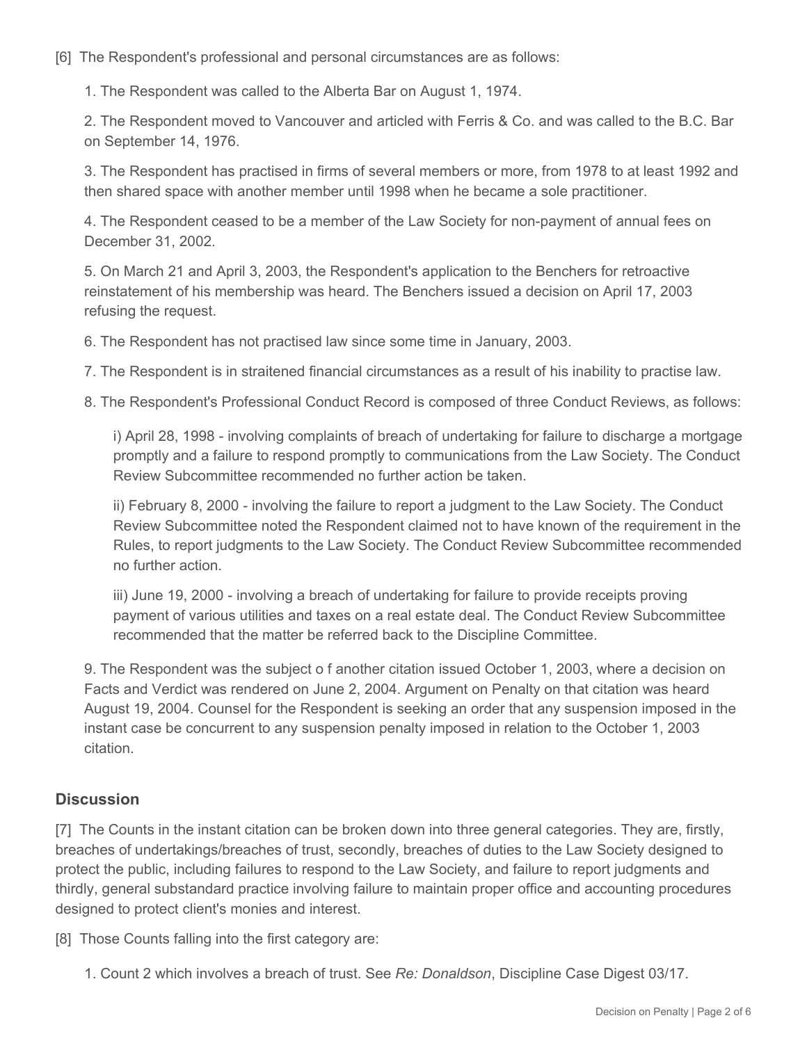[6] The Respondent's professional and personal circumstances are as follows:

1. The Respondent was called to the Alberta Bar on August 1, 1974.

2. The Respondent moved to Vancouver and articled with Ferris & Co. and was called to the B.C. Bar on September 14, 1976.

3. The Respondent has practised in firms of several members or more, from 1978 to at least 1992 and then shared space with another member until 1998 when he became a sole practitioner.

4. The Respondent ceased to be a member of the Law Society for non-payment of annual fees on December 31, 2002.

5. On March 21 and April 3, 2003, the Respondent's application to the Benchers for retroactive reinstatement of his membership was heard. The Benchers issued a decision on April 17, 2003 refusing the request.

6. The Respondent has not practised law since some time in January, 2003.

7. The Respondent is in straitened financial circumstances as a result of his inability to practise law.

8. The Respondent's Professional Conduct Record is composed of three Conduct Reviews, as follows:

   i) April 28, 1998 - involving complaints of breach of undertaking for failure to discharge a mortgage promptly and a failure to respond promptly to communications from the Law Society. The Conduct Review Subcommittee recommended no further action be taken.

   ii) February 8, 2000 - involving the failure to report a judgment to the Law Society. The Conduct Review Subcommittee noted the Respondent claimed not to have known of the requirement in the Rules, to report judgments to the Law Society. The Conduct Review Subcommittee recommended no further action.

   iii) June 19, 2000 - involving a breach of undertaking for failure to provide receipts proving payment of various utilities and taxes on a real estate deal. The Conduct Review Subcommittee recommended that the matter be referred back to the Discipline Committee.

9. The Respondent was the subject o f another citation issued October 1, 2003, where a decision on Facts and Verdict was rendered on June 2, 2004. Argument on Penalty on that citation was heard August 19, 2004. Counsel for the Respondent is seeking an order that any suspension imposed in the instant case be concurrent to any suspension penalty imposed in relation to the October 1, 2003 citation.

## Discussion

[7] The Counts in the instant citation can be broken down into three general categories. They are, firstly, breaches of undertakings/breaches of trust, secondly, breaches of duties to the Law Society designed to protect the public, including failures to respond to the Law Society, and failure to report judgments and thirdly, general substandard practice involving failure to maintain proper office and accounting procedures designed to protect client's monies and interest.

[8] Those Counts falling into the first category are:

1. Count 2 which involves a breach of trust. See *Re: Donaldson*, Discipline Case Digest 03/17.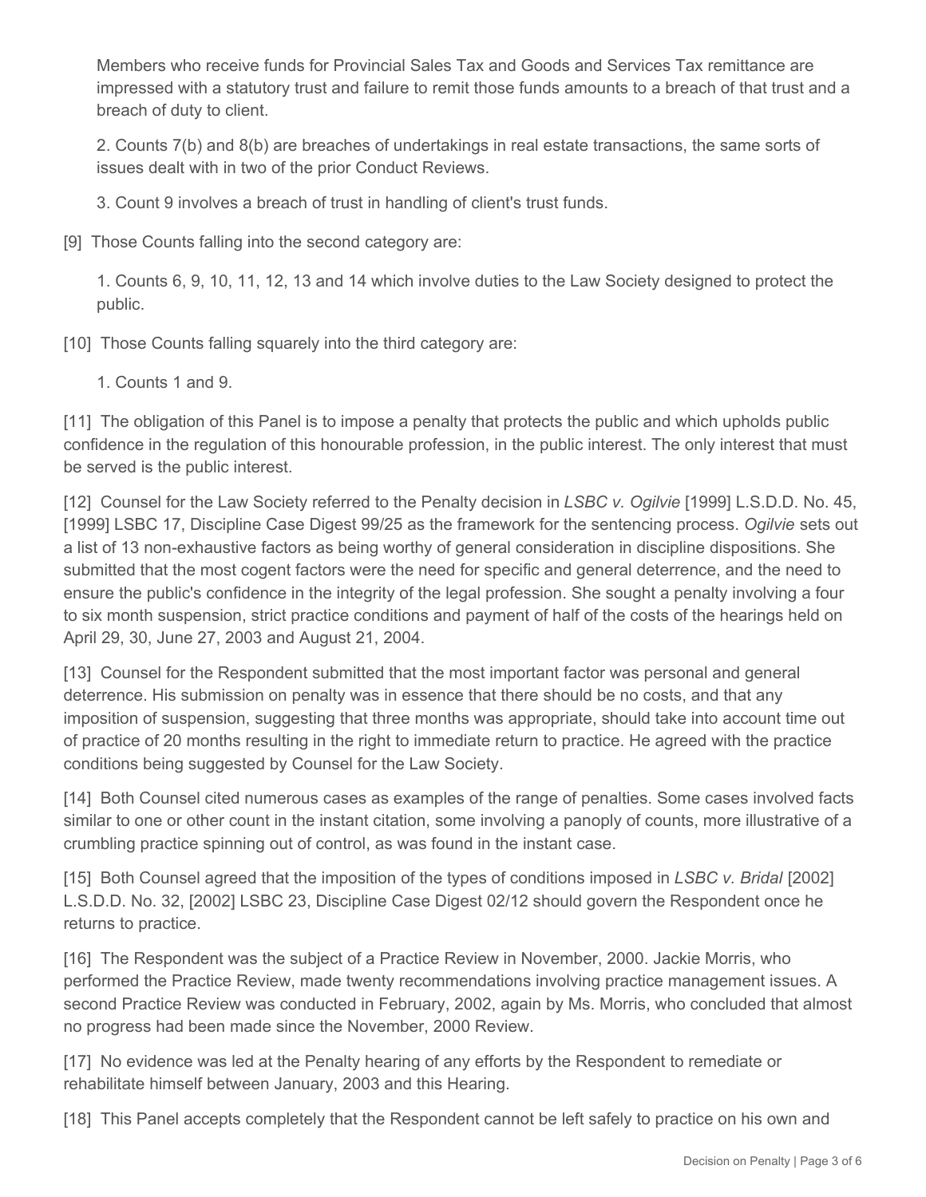Members who receive funds for Provincial Sales Tax and Goods and Services Tax remittance are impressed with a statutory trust and failure to remit those funds amounts to a breach of that trust and a breach of duty to client.

2. Counts 7(b) and 8(b) are breaches of undertakings in real estate transactions, the same sorts of issues dealt with in two of the prior Conduct Reviews.

3. Count 9 involves a breach of trust in handling of client's trust funds.

[9] Those Counts falling into the second category are:

1. Counts 6, 9, 10, 11, 12, 13 and 14 which involve duties to the Law Society designed to protect the public.

[10] Those Counts falling squarely into the third category are:

1. Counts 1 and 9.

[11] The obligation of this Panel is to impose a penalty that protects the public and which upholds public confidence in the regulation of this honourable profession, in the public interest. The only interest that must be served is the public interest.

[12] Counsel for the Law Society referred to the Penalty decision in *LSBC v. Ogilvie* [1999] L.S.D.D. No. 45, [1999] LSBC 17, Discipline Case Digest 99/25 as the framework for the sentencing process. *Ogilvie* sets out a list of 13 non-exhaustive factors as being worthy of general consideration in discipline dispositions. She submitted that the most cogent factors were the need for specific and general deterrence, and the need to ensure the public's confidence in the integrity of the legal profession. She sought a penalty involving a four to six month suspension, strict practice conditions and payment of half of the costs of the hearings held on April 29, 30, June 27, 2003 and August 21, 2004.

[13] Counsel for the Respondent submitted that the most important factor was personal and general deterrence. His submission on penalty was in essence that there should be no costs, and that any imposition of suspension, suggesting that three months was appropriate, should take into account time out of practice of 20 months resulting in the right to immediate return to practice. He agreed with the practice conditions being suggested by Counsel for the Law Society.

[14] Both Counsel cited numerous cases as examples of the range of penalties. Some cases involved facts similar to one or other count in the instant citation, some involving a panoply of counts, more illustrative of a crumbling practice spinning out of control, as was found in the instant case.

[15] Both Counsel agreed that the imposition of the types of conditions imposed in *LSBC v. Bridal* [2002] L.S.D.D. No. 32, [2002] LSBC 23, Discipline Case Digest 02/12 should govern the Respondent once he returns to practice.

[16] The Respondent was the subject of a Practice Review in November, 2000. Jackie Morris, who performed the Practice Review, made twenty recommendations involving practice management issues. A second Practice Review was conducted in February, 2002, again by Ms. Morris, who concluded that almost no progress had been made since the November, 2000 Review.

[17] No evidence was led at the Penalty hearing of any efforts by the Respondent to remediate or rehabilitate himself between January, 2003 and this Hearing.

[18] This Panel accepts completely that the Respondent cannot be left safely to practice on his own and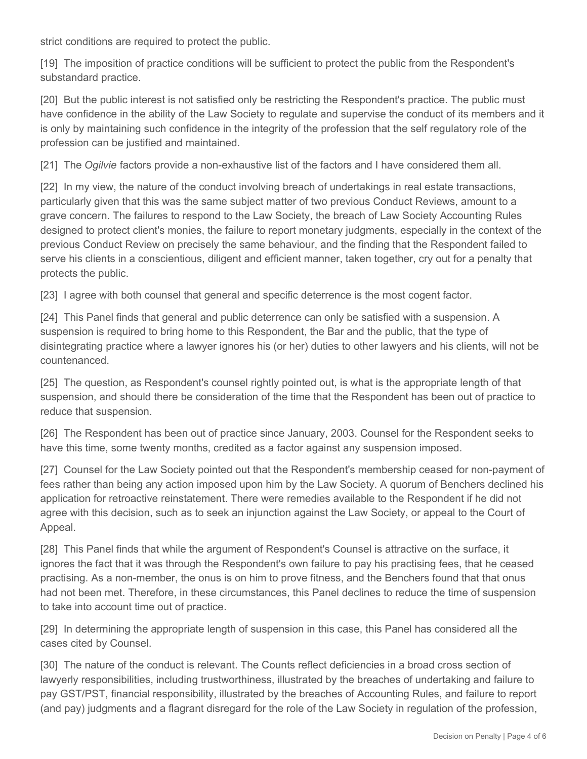strict conditions are required to protect the public.

[19] The imposition of practice conditions will be sufficient to protect the public from the Respondent's substandard practice.

[20] But the public interest is not satisfied only be restricting the Respondent's practice. The public must have confidence in the ability of the Law Society to regulate and supervise the conduct of its members and it is only by maintaining such confidence in the integrity of the profession that the self regulatory role of the profession can be justified and maintained.

[21] The *Ogilvie* factors provide a non-exhaustive list of the factors and I have considered them all.

[22] In my view, the nature of the conduct involving breach of undertakings in real estate transactions, particularly given that this was the same subject matter of two previous Conduct Reviews, amount to a grave concern. The failures to respond to the Law Society, the breach of Law Society Accounting Rules designed to protect client's monies, the failure to report monetary judgments, especially in the context of the previous Conduct Review on precisely the same behaviour, and the finding that the Respondent failed to serve his clients in a conscientious, diligent and efficient manner, taken together, cry out for a penalty that protects the public.

[23] I agree with both counsel that general and specific deterrence is the most cogent factor.

[24] This Panel finds that general and public deterrence can only be satisfied with a suspension. A suspension is required to bring home to this Respondent, the Bar and the public, that the type of disintegrating practice where a lawyer ignores his (or her) duties to other lawyers and his clients, will not be countenanced.

[25] The question, as Respondent's counsel rightly pointed out, is what is the appropriate length of that suspension, and should there be consideration of the time that the Respondent has been out of practice to reduce that suspension.

[26] The Respondent has been out of practice since January, 2003. Counsel for the Respondent seeks to have this time, some twenty months, credited as a factor against any suspension imposed.

[27] Counsel for the Law Society pointed out that the Respondent's membership ceased for non-payment of fees rather than being any action imposed upon him by the Law Society. A quorum of Benchers declined his application for retroactive reinstatement. There were remedies available to the Respondent if he did not agree with this decision, such as to seek an injunction against the Law Society, or appeal to the Court of Appeal.

[28] This Panel finds that while the argument of Respondent's Counsel is attractive on the surface, it ignores the fact that it was through the Respondent's own failure to pay his practising fees, that he ceased practising. As a non-member, the onus is on him to prove fitness, and the Benchers found that that onus had not been met. Therefore, in these circumstances, this Panel declines to reduce the time of suspension to take into account time out of practice.

[29] In determining the appropriate length of suspension in this case, this Panel has considered all the cases cited by Counsel.

[30] The nature of the conduct is relevant. The Counts reflect deficiencies in a broad cross section of lawyerly responsibilities, including trustworthiness, illustrated by the breaches of undertaking and failure to pay GST/PST, financial responsibility, illustrated by the breaches of Accounting Rules, and failure to report (and pay) judgments and a flagrant disregard for the role of the Law Society in regulation of the profession,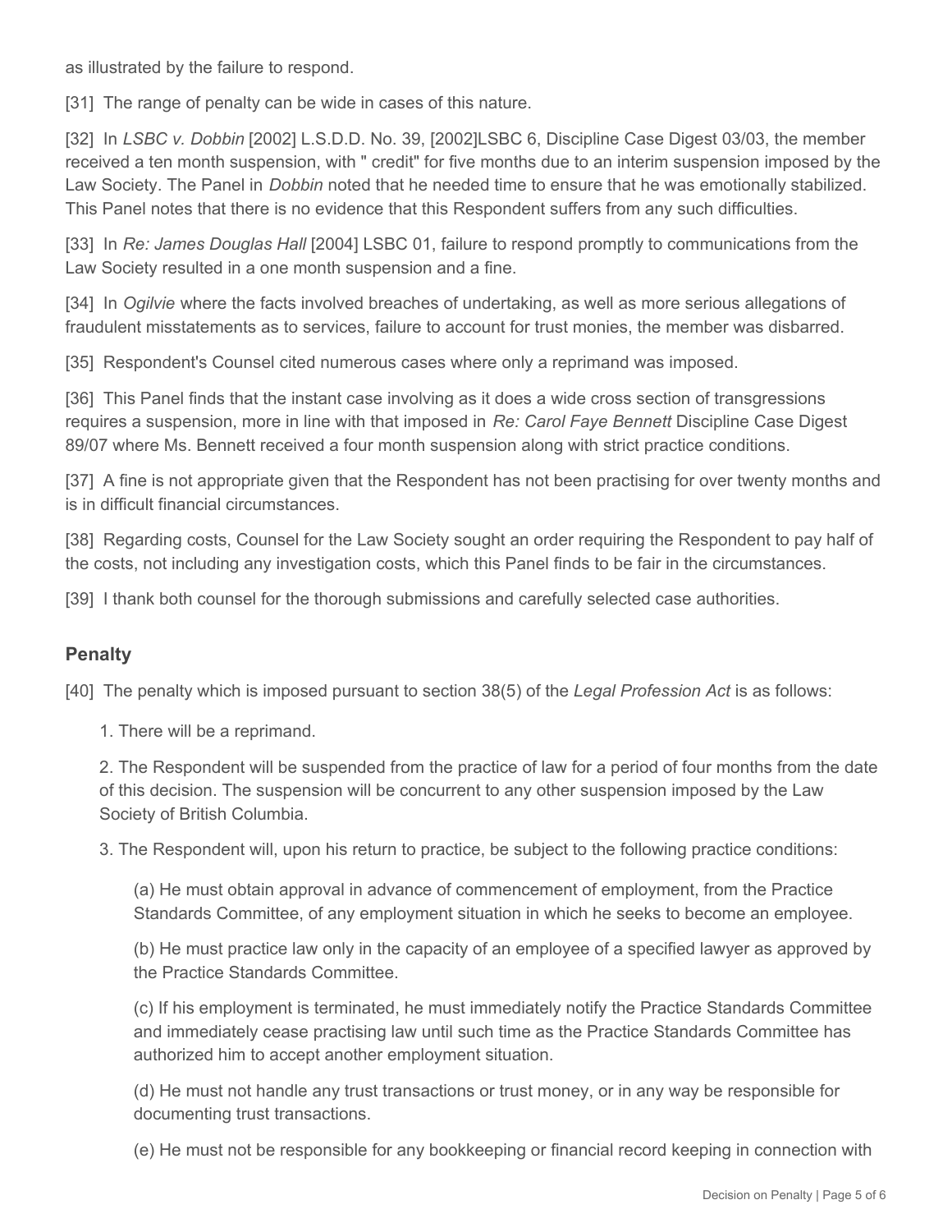as illustrated by the failure to respond.

[31] The range of penalty can be wide in cases of this nature.

[32] In *LSBC v. Dobbin* [2002] L.S.D.D. No. 39, [2002]LSBC 6, Discipline Case Digest 03/03, the member received a ten month suspension, with " credit" for five months due to an interim suspension imposed by the Law Society. The Panel in *Dobbin* noted that he needed time to ensure that he was emotionally stabilized. This Panel notes that there is no evidence that this Respondent suffers from any such difficulties.

[33] In *Re: James Douglas Hall* [2004] LSBC 01, failure to respond promptly to communications from the Law Society resulted in a one month suspension and a fine.

[34] In *Ogilvie* where the facts involved breaches of undertaking, as well as more serious allegations of fraudulent misstatements as to services, failure to account for trust monies, the member was disbarred.

[35] Respondent's Counsel cited numerous cases where only a reprimand was imposed.

[36] This Panel finds that the instant case involving as it does a wide cross section of transgressions requires a suspension, more in line with that imposed in *Re: Carol Faye Bennett* Discipline Case Digest 89/07 where Ms. Bennett received a four month suspension along with strict practice conditions.

[37] A fine is not appropriate given that the Respondent has not been practising for over twenty months and is in difficult financial circumstances.

[38] Regarding costs, Counsel for the Law Society sought an order requiring the Respondent to pay half of the costs, not including any investigation costs, which this Panel finds to be fair in the circumstances.

[39] I thank both counsel for the thorough submissions and carefully selected case authorities.

## Penalty

[40] The penalty which is imposed pursuant to section 38(5) of the *Legal Profession Act* is as follows:

1. There will be a reprimand.

2. The Respondent will be suspended from the practice of law for a period of four months from the date of this decision. The suspension will be concurrent to any other suspension imposed by the Law Society of British Columbia.

3. The Respondent will, upon his return to practice, be subject to the following practice conditions:

   (a) He must obtain approval in advance of commencement of employment, from the Practice Standards Committee, of any employment situation in which he seeks to become an employee.

   (b) He must practice law only in the capacity of an employee of a specified lawyer as approved by the Practice Standards Committee.

   (c) If his employment is terminated, he must immediately notify the Practice Standards Committee and immediately cease practising law until such time as the Practice Standards Committee has authorized him to accept another employment situation.

   (d) He must not handle any trust transactions or trust money, or in any way be responsible for documenting trust transactions.

   (e) He must not be responsible for any bookkeeping or financial record keeping in connection with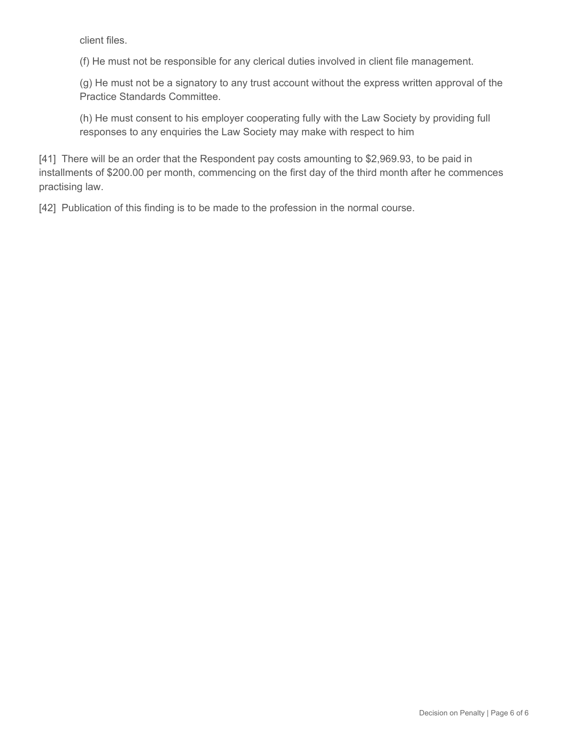client files.

(f) He must not be responsible for any clerical duties involved in client file management.

(g) He must not be a signatory to any trust account without the express written approval of the Practice Standards Committee.

(h) He must consent to his employer cooperating fully with the Law Society by providing full responses to any enquiries the Law Society may make with respect to him

[41] There will be an order that the Respondent pay costs amounting to $2,969.93, to be paid in installments of $200.00 per month, commencing on the first day of the third month after he commences practising law.

[42] Publication of this finding is to be made to the profession in the normal course.